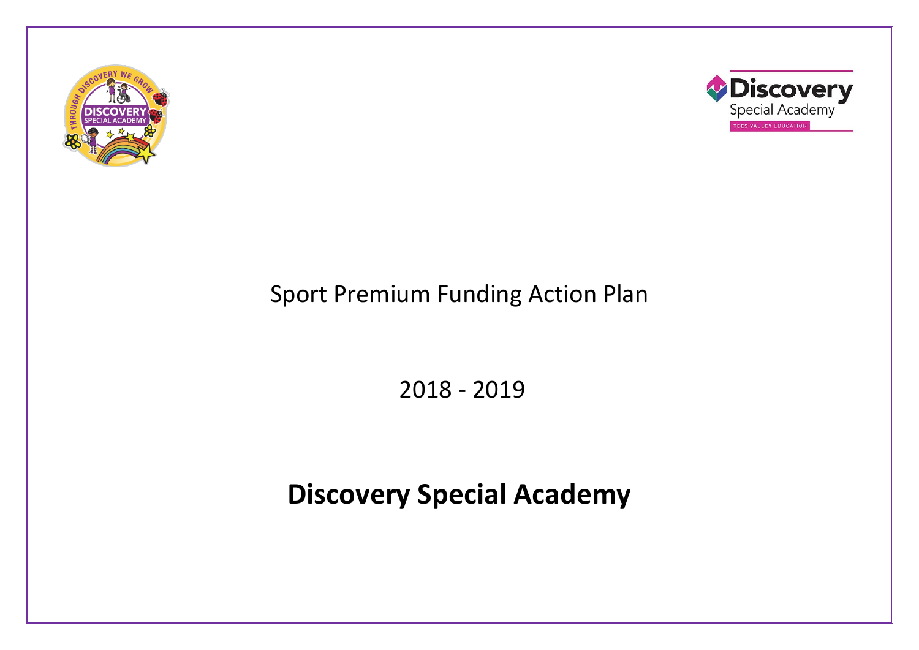Sport Premium Funding Action Plan

2018 - 2019

# Discovery Special Academy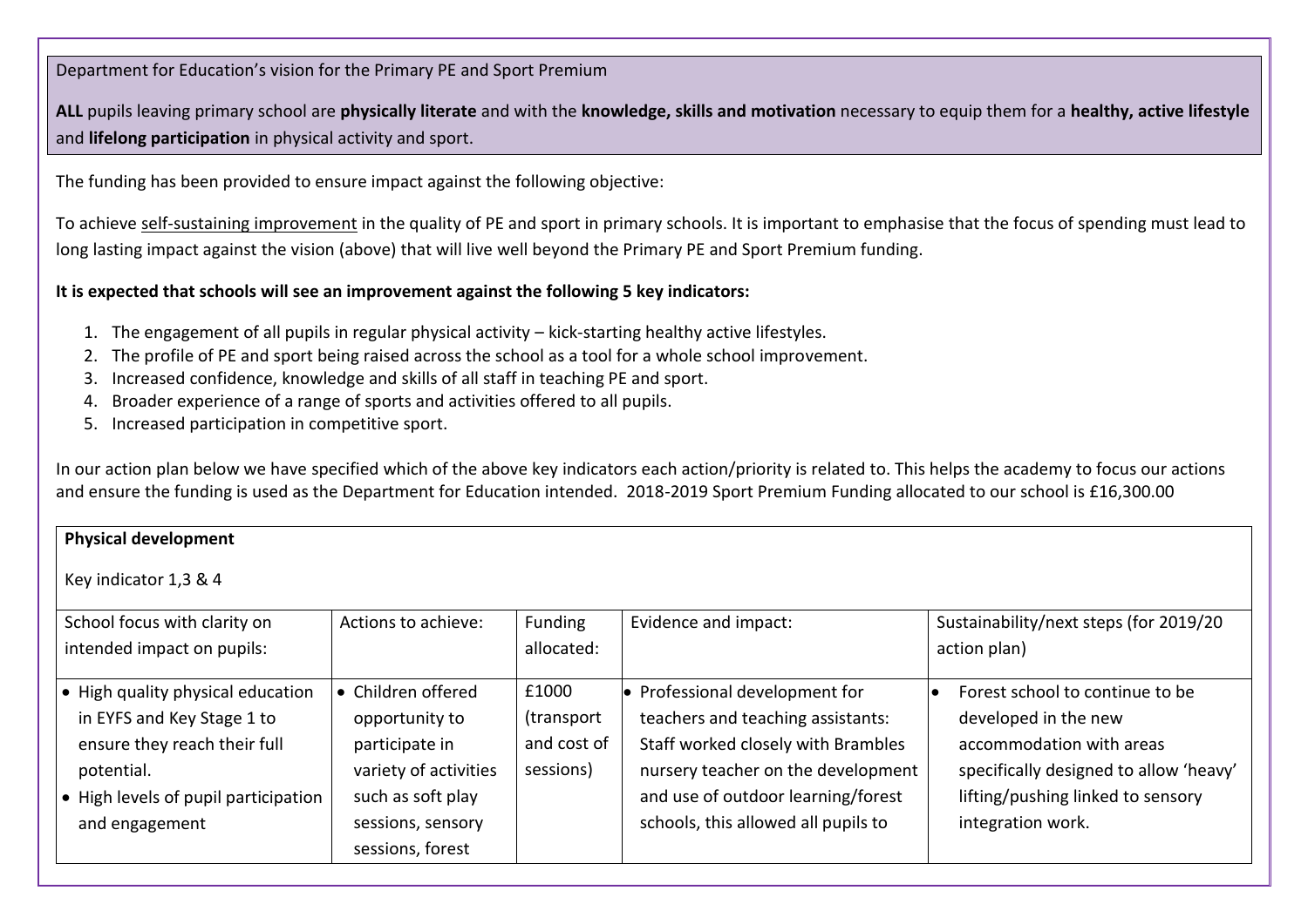Department for Education's vision for the Primary PE and Sport Premium

**ALL** pupils leaving primary school are **physically literate** and with the **knowledge, skills and motivation** necessary to equip them for a **healthy, active lifestyle** and **lifelong participation** in physical activity and sport.

The funding has been provided to ensure impact against the following objective:

To achieve self-sustaining improvement in the quality of PE and sport in primary schools. It is important to emphasise that the focus of spending must lead to long lasting impact against the vision (above) that will live well beyond the Primary PE and Sport Premium funding.

**It is expected that schools will see an improvement against the following 5 key indicators:**

1. The engagement of all pupils in regular physical activity – kick-starting healthy active lifestyles.
2. The profile of PE and sport being raised across the school as a tool for a whole school improvement.
3. Increased confidence, knowledge and skills of all staff in teaching PE and sport.
4. Broader experience of a range of sports and activities offered to all pupils.
5. Increased participation in competitive sport.

In our action plan below we have specified which of the above key indicators each action/priority is related to. This helps the academy to focus our actions and ensure the funding is used as the Department for Education intended. 2018-2019 Sport Premium Funding allocated to our school is £16,300.00

**Physical development**

Key indicator 1,3 & 4

| School focus with clarity on intended impact on pupils: | Actions to achieve: | Funding allocated: | Evidence and impact: | Sustainability/next steps (for 2019/20 action plan) |
|---|---|---|---|---|
| • High quality physical education in EYFS and Key Stage 1 to ensure they reach their full potential.<br>• High levels of pupil participation and engagement | • Children offered opportunity to participate in variety of activities such as soft play sessions, sensory sessions, forest | £1000 (transport and cost of sessions) | • Professional development for teachers and teaching assistants: Staff worked closely with Brambles nursery teacher on the development and use of outdoor learning/forest schools, this allowed all pupils to | • Forest school to continue to be developed in the new accommodation with areas specifically designed to allow 'heavy' lifting/pushing linked to sensory integration work. |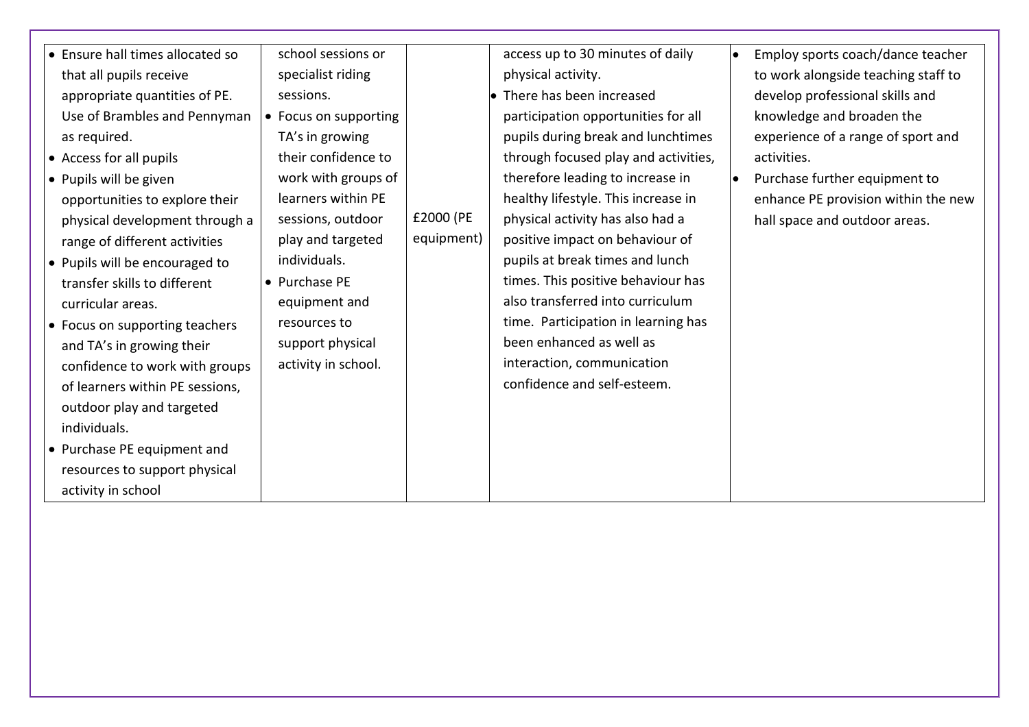| | | | | |
|---|---|---|---|---|
| • Ensure hall times allocated so that all pupils receive appropriate quantities of PE. Use of Brambles and Pennyman as required.<br>• Access for all pupils<br>• Pupils will be given opportunities to explore their physical development through a range of different activities<br>• Pupils will be encouraged to transfer skills to different curricular areas.<br>• Focus on supporting teachers and TA's in growing their confidence to work with groups of learners within PE sessions, outdoor play and targeted individuals.<br>• Purchase PE equipment and resources to support physical activity in school | school sessions or specialist riding sessions.<br>• Focus on supporting TA's in growing their confidence to work with groups of learners within PE sessions, outdoor play and targeted individuals.<br>• Purchase PE equipment and resources to support physical activity in school. | £2000 (PE equipment) | access up to 30 minutes of daily physical activity.<br>• There has been increased participation opportunities for all pupils during break and lunchtimes through focused play and activities, therefore leading to increase in healthy lifestyle. This increase in physical activity has also had a positive impact on behaviour of pupils at break times and lunch times. This positive behaviour has also transferred into curriculum time. Participation in learning has been enhanced as well as interaction, communication confidence and self-esteem. | • Employ sports coach/dance teacher to work alongside teaching staff to develop professional skills and knowledge and broaden the experience of a range of sport and activities.<br>• Purchase further equipment to enhance PE provision within the new hall space and outdoor areas. |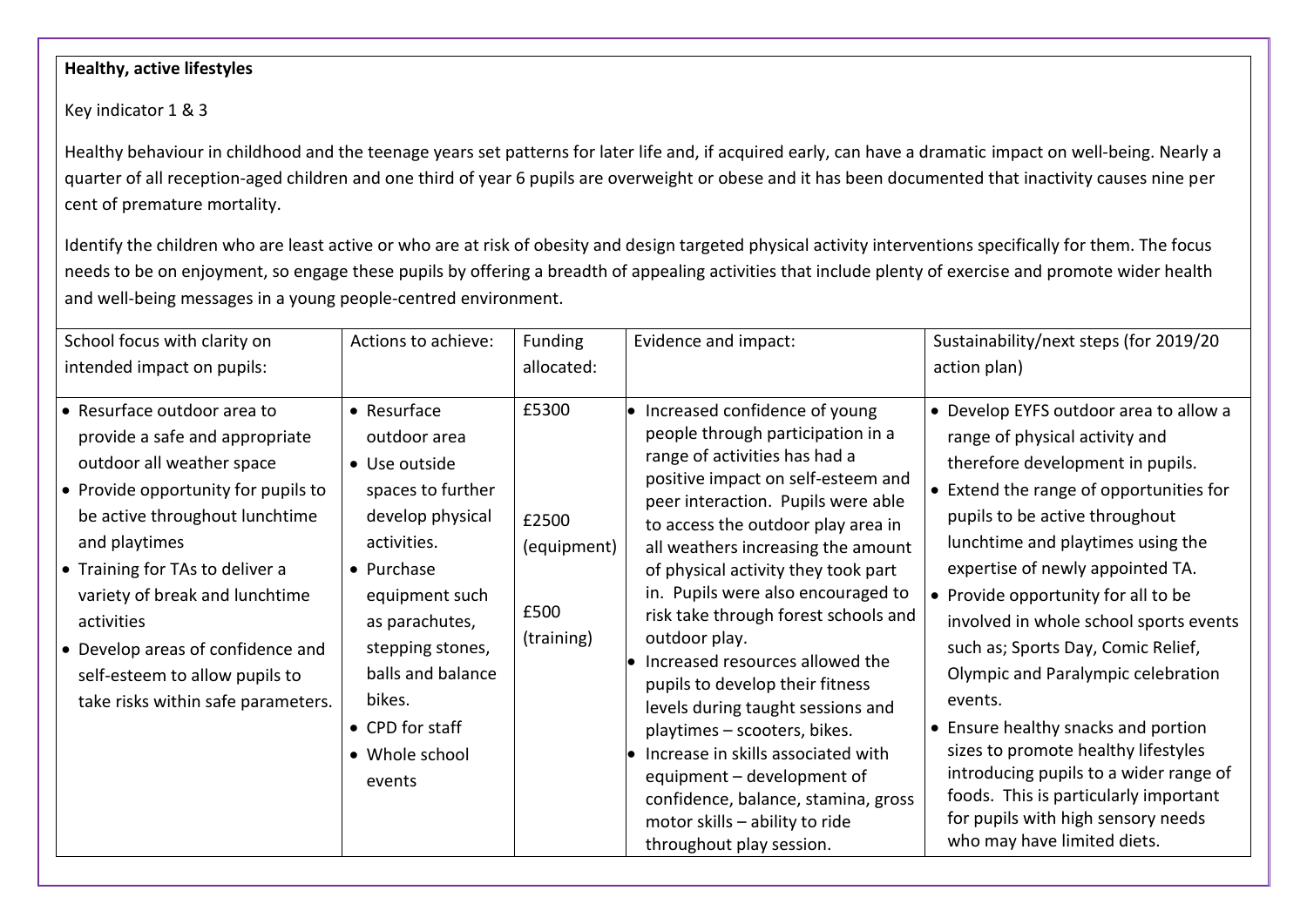**Healthy, active lifestyles**

Key indicator 1 & 3

Healthy behaviour in childhood and the teenage years set patterns for later life and, if acquired early, can have a dramatic impact on well-being. Nearly a quarter of all reception-aged children and one third of year 6 pupils are overweight or obese and it has been documented that inactivity causes nine per cent of premature mortality.

Identify the children who are least active or who are at risk of obesity and design targeted physical activity interventions specifically for them. The focus needs to be on enjoyment, so engage these pupils by offering a breadth of appealing activities that include plenty of exercise and promote wider health and well-being messages in a young people-centred environment.

| School focus with clarity on intended impact on pupils: | Actions to achieve: | Funding allocated: | Evidence and impact: | Sustainability/next steps (for 2019/20 action plan) |
|---|---|---|---|---|
| • Resurface outdoor area to provide a safe and appropriate outdoor all weather space<br>• Provide opportunity for pupils to be active throughout lunchtime and playtimes<br>• Training for TAs to deliver a variety of break and lunchtime activities<br>• Develop areas of confidence and self-esteem to allow pupils to take risks within safe parameters. | • Resurface outdoor area<br>• Use outside spaces to further develop physical activities.<br>• Purchase equipment such as parachutes, stepping stones, balls and balance bikes.<br>• CPD for staff<br>• Whole school events | £5300<br><br>£2500 (equipment)<br><br>£500 (training) | • Increased confidence of young people through participation in a range of activities has had a positive impact on self-esteem and peer interaction. Pupils were able to access the outdoor play area in all weathers increasing the amount of physical activity they took part in. Pupils were also encouraged to risk take through forest schools and outdoor play.<br>• Increased resources allowed the pupils to develop their fitness levels during taught sessions and playtimes – scooters, bikes.<br>• Increase in skills associated with equipment – development of confidence, balance, stamina, gross motor skills – ability to ride throughout play session. | • Develop EYFS outdoor area to allow a range of physical activity and therefore development in pupils.<br>• Extend the range of opportunities for pupils to be active throughout lunchtime and playtimes using the expertise of newly appointed TA.<br>• Provide opportunity for all to be involved in whole school sports events such as; Sports Day, Comic Relief, Olympic and Paralympic celebration events.<br>• Ensure healthy snacks and portion sizes to promote healthy lifestyles introducing pupils to a wider range of foods. This is particularly important for pupils with high sensory needs who may have limited diets. |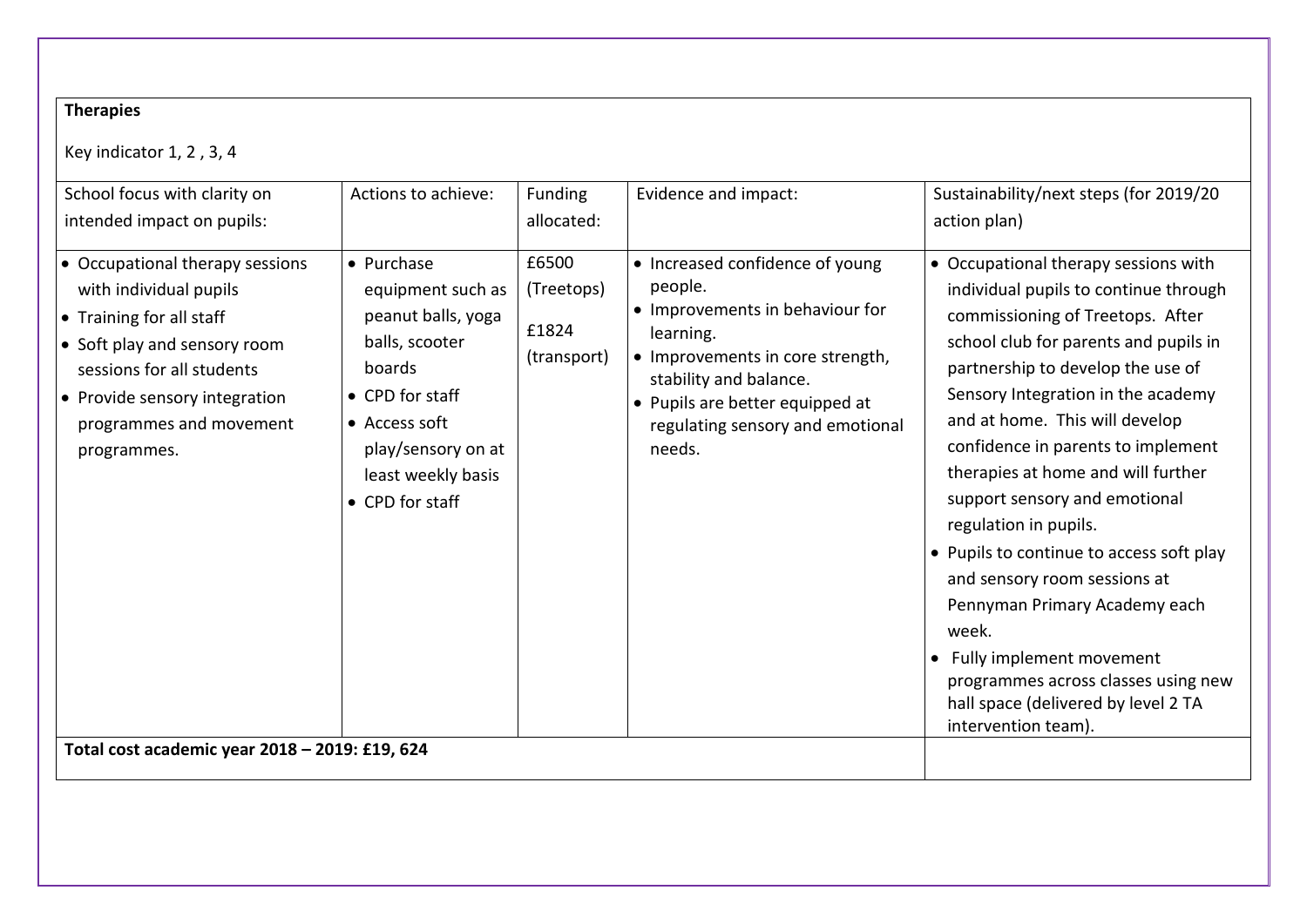**Therapies**

Key indicator 1, 2 , 3, 4

| School focus with clarity on intended impact on pupils: | Actions to achieve: | Funding allocated: | Evidence and impact: | Sustainability/next steps (for 2019/20 action plan) |
|---|---|---|---|---|
| • Occupational therapy sessions with individual pupils<br>• Training for all staff<br>• Soft play and sensory room sessions for all students<br>• Provide sensory integration programmes and movement programmes. | • Purchase equipment such as peanut balls, yoga balls, scooter boards<br>• CPD for staff<br>• Access soft play/sensory on at least weekly basis<br>• CPD for staff | £6500 (Treetops)<br>£1824 (transport) | • Increased confidence of young people.<br>• Improvements in behaviour for learning.<br>• Improvements in core strength, stability and balance.<br>• Pupils are better equipped at regulating sensory and emotional needs. | • Occupational therapy sessions with individual pupils to continue through commissioning of Treetops. After school club for parents and pupils in partnership to develop the use of Sensory Integration in the academy and at home. This will develop confidence in parents to implement therapies at home and will further support sensory and emotional regulation in pupils.<br>• Pupils to continue to access soft play and sensory room sessions at Pennyman Primary Academy each week.<br>• Fully implement movement programmes across classes using new hall space (delivered by level 2 TA intervention team). |
| **Total cost academic year 2018 – 2019: £19, 624** | | | | |